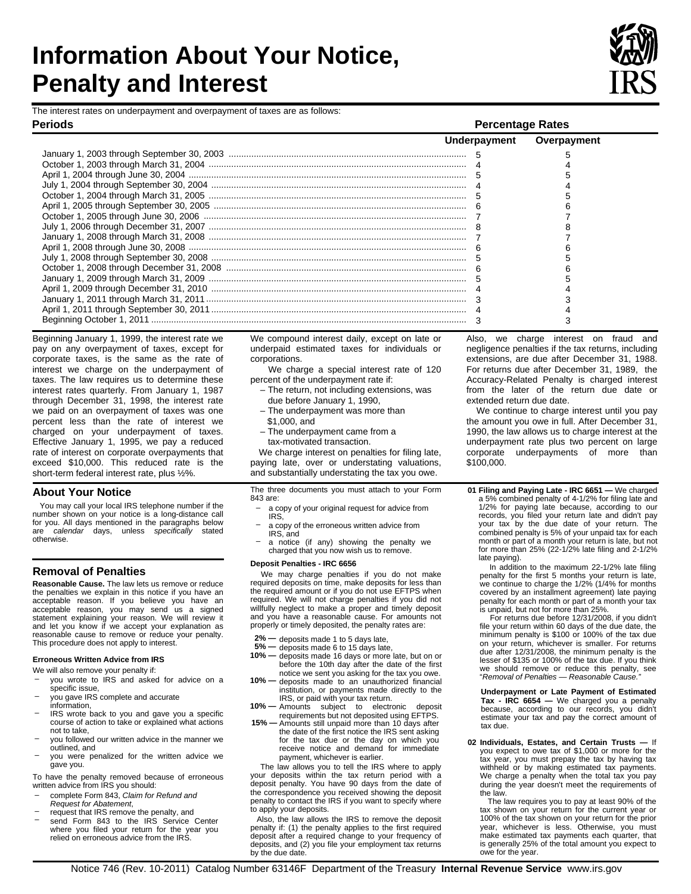# Information About Your Notice, Penalty and Interest

The interest rates on underpayment and overpayment of taxes are as follows:

| Periods | Percentage Rates | |
|---|---|---|
| | Underpayment | Overpayment |
| January 1, 2003 through September 30, 2003 | 5 | 5 |
| October 1, 2003 through March 31, 2004 | 4 | 4 |
| April 1, 2004 through June 30, 2004 | 5 | 5 |
| July 1, 2004 through September 30, 2004 | 4 | 4 |
| October 1, 2004 through March 31, 2005 | 5 | 5 |
| April 1, 2005 through September 30, 2005 | 6 | 6 |
| October 1, 2005 through June 30, 2006 | 7 | 7 |
| July 1, 2006 through December 31, 2007 | 8 | 8 |
| January 1, 2008 through March 31, 2008 | 7 | 7 |
| April 1, 2008 through June 30, 2008 | 6 | 6 |
| July 1, 2008 through September 30, 2008 | 5 | 5 |
| October 1, 2008 through December 31, 2008 | 6 | 6 |
| January 1, 2009 through March 31, 2009 | 5 | 5 |
| April 1, 2009 through December 31, 2010 | 4 | 4 |
| January 1, 2011 through March 31, 2011 | 3 | 3 |
| April 1, 2011 through September 30, 2011 | 4 | 4 |
| Beginning October 1, 2011 | 3 | 3 |

Beginning January 1, 1999, the interest rate we pay on any overpayment of taxes, except for corporate taxes, is the same as the rate of interest we charge on the underpayment of taxes. The law requires us to determine these interest rates quarterly. From January 1, 1987 through December 31, 1998, the interest rate we paid on an overpayment of taxes was one percent less than the rate of interest we charged on your underpayment of taxes. Effective January 1, 1995, we pay a reduced rate of interest on corporate overpayments that exceed $10,000. This reduced rate is the short-term federal interest rate, plus ½%.

We compound interest daily, except on late or underpaid estimated taxes for individuals or corporations.

We charge a special interest rate of 120 percent of the underpayment rate if:

- The return, not including extensions, was due before January 1, 1990,
- The underpayment was more than $1,000, and
- The underpayment came from a tax-motivated transaction.

We charge interest on penalties for filing late, paying late, over or understating valuations, and substantially understating the tax you owe.

Also, we charge interest on fraud and negligence penalties if the tax returns, including extensions, are due after December 31, 1988. For returns due after December 31, 1989, the Accuracy-Related Penalty is charged interest from the later of the return due date or extended return due date.

We continue to charge interest until you pay the amount you owe in full. After December 31, 1990, the law allows us to charge interest at the underpayment rate plus two percent on large corporate underpayments of more than $100,000.

## About Your Notice

You may call your local IRS telephone number if the number shown on your notice is a long-distance call for you. All days mentioned in the paragraphs below are *calendar* days, unless *specifically* stated otherwise.

## Removal of Penalties

**Reasonable Cause.** The law lets us remove or reduce the penalties we explain in this notice if you have an acceptable reason. If you believe you have an acceptable reason, you may send us a signed statement explaining your reason. We will review it and let you know if we accept your explanation as reasonable cause to remove or reduce your penalty. This procedure does not apply to interest.

### Erroneous Written Advice from IRS

We will also remove your penalty if:

- you wrote to IRS and asked for advice on a specific issue,
- you gave IRS complete and accurate information,
- IRS wrote back to you and gave you a specific course of action to take or explained what actions not to take,
- you followed our written advice in the manner we outlined, and
- you were penalized for the written advice we gave you.

To have the penalty removed because of erroneous written advice from IRS you should:

- complete Form 843, *Claim for Refund and Request for Abatement*,
- request that IRS remove the penalty, and
- send Form 843 to the IRS Service Center where you filed your return for the year you relied on erroneous advice from the IRS.

The three documents you must attach to your Form 843 are:

- a copy of your original request for advice from IRS,
- a copy of the erroneous written advice from IRS, and
- a notice (if any) showing the penalty we charged that you now wish us to remove.

### Deposit Penalties - IRC 6656

We may charge penalties if you do not make required deposits on time, make deposits for less than the required amount or if you do not use EFTPS when required. We will not charge penalties if you did not willfully neglect to make a proper and timely deposit and you have a reasonable cause. For amounts not properly or timely deposited, the penalty rates are:

- **2% —** deposits made 1 to 5 days late,
- **5% —** deposits made 6 to 15 days late,
- **10% —** deposits made 16 days or more late, but on or before the 10th day after the date of the first notice we sent you asking for the tax you owe.
- **10% —** deposits made to an unauthorized financial institution, or payments made directly to the IRS, or paid with your tax return.
- **10% —** Amounts subject to electronic deposit requirements but not deposited using EFTPS.
- **15% —** Amounts still unpaid more than 10 days after the date of the first notice the IRS sent asking for the tax due or the day on which you receive notice and demand for immediate payment, whichever is earlier.

The law allows you to tell the IRS where to apply your deposits within the tax return period with a deposit penalty. You have 90 days from the date of the correspondence you received showing the deposit penalty to contact the IRS if you want to specify where to apply your deposits.

Also, the law allows the IRS to remove the deposit penalty if: (1) the penalty applies to the first required deposit after a required change to your frequency of deposits, and (2) you file your employment tax returns by the due date.

**01 Filing and Paying Late - IRC 6651 —** We charged a 5% combined penalty of 4-1/2% for filing late and 1/2% for paying late because, according to our records, you filed your return late and didn't pay your tax by the due date of your return. The combined penalty is 5% of your unpaid tax for each month or part of a month your return is late, but not for more than 25% (22-1/2% late filing and 2-1/2% late paying).

In addition to the maximum 22-1/2% late filing penalty for the first 5 months your return is late, we continue to charge the 1/2% (1/4% for months covered by an installment agreement) late paying penalty for each month or part of a month your tax is unpaid, but not for more than 25%.

For returns due before 12/31/2008, if you didn't file your return within 60 days of the due date, the minimum penalty is $100 or 100% of the tax due on your return, whichever is smaller. For returns due after 12/31/2008, the minimum penalty is the lesser of $135 or 100% of the tax due. If you think we should remove or reduce this penalty, see "*Removal of Penalties — Reasonable Cause.*"

**Underpayment or Late Payment of Estimated Tax - IRC 6654 —** We charged you a penalty because, according to our records, you didn't estimate your tax and pay the correct amount of tax due.

**02 Individuals, Estates, and Certain Trusts —** If you expect to owe tax of $1,000 or more for the tax year, you must prepay the tax by having tax withheld or by making estimated tax payments. We charge a penalty when the total tax you pay during the year doesn't meet the requirements of the law.

The law requires you to pay at least 90% of the tax shown on your return for the current year or 100% of the tax shown on your return for the prior year, whichever is less. Otherwise, you must make estimated tax payments each quarter, that is generally 25% of the total amount you expect to owe for the year.

Notice 746 (Rev. 10-2011) Catalog Number 63146F Department of the Treasury **Internal Revenue Service** www.irs.gov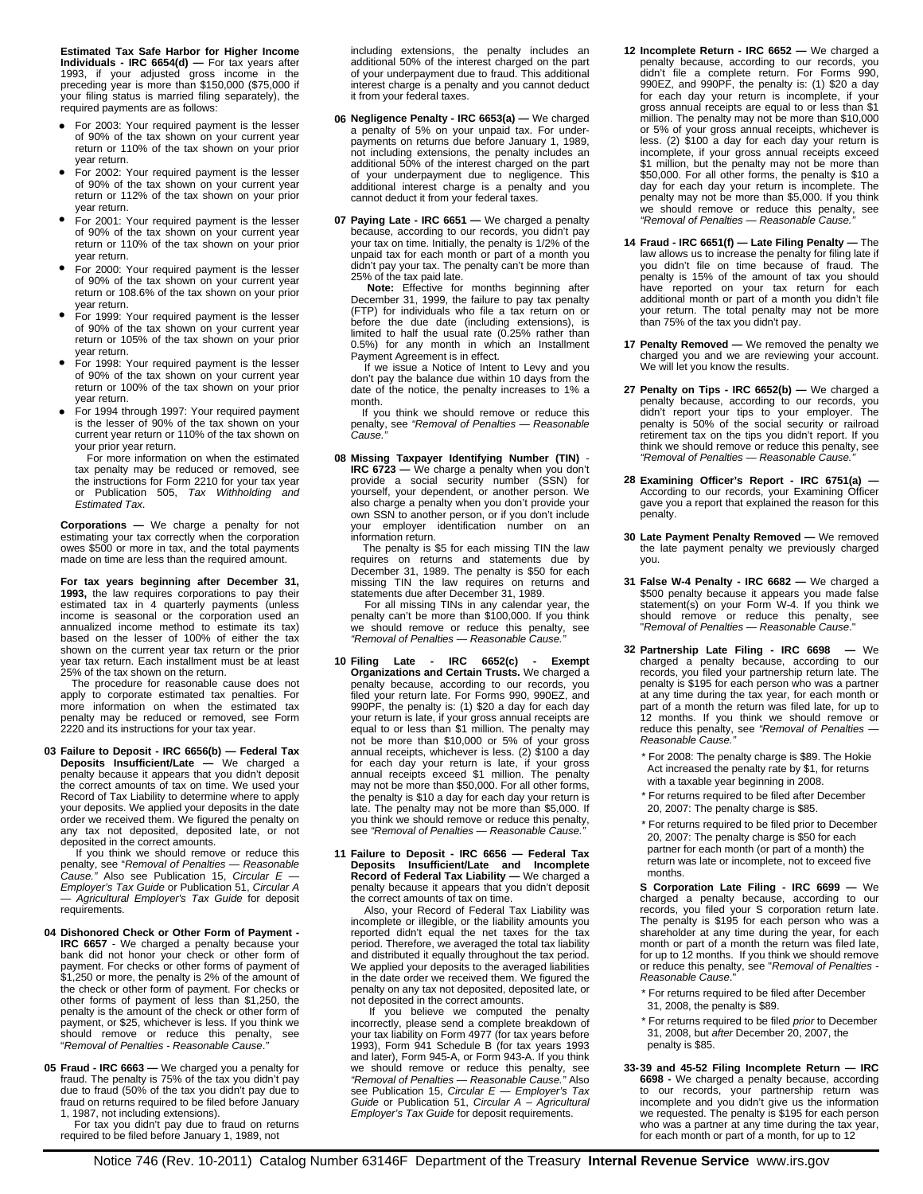**Estimated Tax Safe Harbor for Higher Income Individuals - IRC 6654(d) —** For tax years after 1993, if your adjusted gross income in the preceding year is more than $150,000 ($75,000 if your filing status is married filing separately), the required payments are as follows:

- For 2003: Your required payment is the lesser of 90% of the tax shown on your current year return or 110% of the tax shown on your prior year return.
- For 2002: Your required payment is the lesser of 90% of the tax shown on your current year return or 112% of the tax shown on your prior year return.
- For 2001: Your required payment is the lesser of 90% of the tax shown on your current year return or 110% of the tax shown on your prior year return.
- For 2000: Your required payment is the lesser of 90% of the tax shown on your current year return or 108.6% of the tax shown on your prior year return.
- For 1999: Your required payment is the lesser of 90% of the tax shown on your current year return or 105% of the tax shown on your prior year return.
- For 1998: Your required payment is the lesser of 90% of the tax shown on your current year return or 100% of the tax shown on your prior year return.
- For 1994 through 1997: Your required payment is the lesser of 90% of the tax shown on your current year return or 110% of the tax shown on your prior year return.

For more information on when the estimated tax penalty may be reduced or removed, see the instructions for Form 2210 for your tax year or Publication 505, *Tax Withholding and Estimated Tax*.

**Corporations —** We charge a penalty for not estimating your tax correctly when the corporation owes $500 or more in tax, and the total payments made on time are less than the required amount.

**For tax years beginning after December 31, 1993,** the law requires corporations to pay their estimated tax in 4 quarterly payments (unless income is seasonal or the corporation used an annualized income method to estimate its tax) based on the lesser of 100% of either the tax shown on the current year tax return or the prior year tax return. Each installment must be at least 25% of the tax shown on the return.

The procedure for reasonable cause does not apply to corporate estimated tax penalties. For more information on when the estimated tax penalty may be reduced or removed, see Form 2220 and its instructions for your tax year.

**03 Failure to Deposit - IRC 6656(b) — Federal Tax Deposits Insufficient/Late —** We charged a penalty because it appears that you didn't deposit the correct amounts of tax on time. We used your Record of Tax Liability to determine where to apply your deposits. We applied your deposits in the date order we received them. We figured the penalty on any tax not deposited, deposited late, or not deposited in the correct amounts.

If you think we should remove or reduce this penalty, see "*Removal of Penalties — Reasonable Cause.*" Also see Publication 15, *Circular E — Employer's Tax Guide* or Publication 51, *Circular A — Agricultural Employer's Tax Guide* for deposit requirements.

**04 Dishonored Check or Other Form of Payment - IRC 6657** - We charged a penalty because your bank did not honor your check or other form of payment. For checks or other forms of payment of $1,250 or more, the penalty is 2% of the amount of the check or other form of payment. For checks or other forms of payment of less than $1,250, the penalty is the amount of the check or other form of payment, or $25, whichever is less. If you think we should remove or reduce this penalty, see "*Removal of Penalties - Reasonable Cause*."

**05 Fraud - IRC 6663 —** We charged you a penalty for fraud. The penalty is 75% of the tax you didn't pay due to fraud (50% of the tax you didn't pay due to fraud on returns required to be filed before January 1, 1987, not including extensions).

For tax you didn't pay due to fraud on returns required to be filed before January 1, 1989, not including extensions, the penalty includes an additional 50% of the interest charged on the part of your underpayment due to fraud. This additional interest charge is a penalty and you cannot deduct it from your federal taxes.

**06 Negligence Penalty - IRC 6653(a) —** We charged a penalty of 5% on your unpaid tax. For underpayments on returns due before January 1, 1989, not including extensions, the penalty includes an additional 50% of the interest charged on the part of your underpayment due to negligence. This additional interest charge is a penalty and you cannot deduct it from your federal taxes.

**07 Paying Late - IRC 6651 —** We charged a penalty because, according to our records, you didn't pay your tax on time. Initially, the penalty is 1/2% of the unpaid tax for each month or part of a month you didn't pay your tax. The penalty can't be more than 25% of the tax paid late.

**Note:** Effective for months beginning after December 31, 1999, the failure to pay tax penalty (FTP) for individuals who file a tax return on or before the due date (including extensions), is limited to half the usual rate (0.25% rather than 0.5%) for any month in which an Installment Payment Agreement is in effect.

If we issue a Notice of Intent to Levy and you don't pay the balance due within 10 days from the date of the notice, the penalty increases to 1% a month.

If you think we should remove or reduce this penalty, see *"Removal of Penalties — Reasonable Cause."*

**08 Missing Taxpayer Identifying Number (TIN) - IRC 6723 —** We charge a penalty when you don't provide a social security number (SSN) for yourself, your dependent, or another person. We also charge a penalty when you don't provide your own SSN to another person, or if you don't include your employer identification number on an information return.

The penalty is $5 for each missing TIN the law requires on returns and statements due by December 31, 1989. The penalty is $50 for each missing TIN the law requires on returns and statements due after December 31, 1989.

For all missing TINs in any calendar year, the penalty can't be more than $100,000. If you think we should remove or reduce this penalty, see *"Removal of Penalties — Reasonable Cause."*

**10 Filing Late - IRC 6652(c) - Exempt Organizations and Certain Trusts.** We charged a penalty because, according to our records, you filed your return late. For Forms 990, 990EZ, and 990PF, the penalty is: (1) $20 a day for each day your return is late, if your gross annual receipts are equal to or less than $1 million. The penalty may not be more than $10,000 or 5% of your gross annual receipts, whichever is less. (2) $100 a day for each day your return is late, if your gross annual receipts exceed $1 million. The penalty may not be more than $50,000. For all other forms, the penalty is $10 a day for each day your return is late. The penalty may not be more than $5,000. If you think we should remove or reduce this penalty, see *"Removal of Penalties — Reasonable Cause."*

**11 Failure to Deposit - IRC 6656 — Federal Tax Deposits Insufficient/Late and Incomplete Record of Federal Tax Liability —** We charged a penalty because it appears that you didn't deposit the correct amounts of tax on time.

Also, your Record of Federal Tax Liability was incomplete or illegible, or the liability amounts you reported didn't equal the net taxes for the tax period. Therefore, we averaged the total tax liability and distributed it equally throughout the tax period. We applied your deposits to the averaged liabilities in the date order we received them. We figured the penalty on any tax not deposited, deposited late, or not deposited in the correct amounts.

If you believe we computed the penalty incorrectly, please send a complete breakdown of your tax liability on Form 4977 (for tax years before 1993), Form 941 Schedule B (for tax years 1993 and later), Form 945-A, or Form 943-A. If you think we should remove or reduce this penalty, see *"Removal of Penalties — Reasonable Cause."* Also see Publication 15, *Circular E — Employer's Tax Guide* or Publication 51, *Circular A – Agricultural Employer's Tax Guide* for deposit requirements.

**12 Incomplete Return - IRC 6652 —** We charged a penalty because, according to our records, you didn't file a complete return. For Forms 990, 990EZ, and 990PF, the penalty is: (1) $20 a day for each day your return is incomplete, if your gross annual receipts are equal to or less than $1 million. The penalty may not be more than $10,000 or 5% of your gross annual receipts, whichever is less. (2) $100 a day for each day your return is incomplete, if your gross annual receipts exceed $1 million, but the penalty may not be more than $50,000. For all other forms, the penalty is $10 a day for each day your return is incomplete. The penalty may not be more than $5,000. If you think we should remove or reduce this penalty, see *"Removal of Penalties — Reasonable Cause."*

**14 Fraud - IRC 6651(f) — Late Filing Penalty —** The law allows us to increase the penalty for filing late if you didn't file on time because of fraud. The penalty is 15% of the amount of tax you should have reported on your tax return for each additional month or part of a month you didn't file your return. The total penalty may not be more than 75% of the tax you didn't pay.

**17 Penalty Removed —** We removed the penalty we charged you and we are reviewing your account. We will let you know the results.

**27 Penalty on Tips - IRC 6652(b) —** We charged a penalty because, according to our records, you didn't report your tips to your employer. The penalty is 50% of the social security or railroad retirement tax on the tips you didn't report. If you think we should remove or reduce this penalty, see *"Removal of Penalties — Reasonable Cause."*

**28 Examining Officer's Report - IRC 6751(a) —** According to our records, your Examining Officer gave you a report that explained the reason for this penalty.

**30 Late Payment Penalty Removed —** We removed the late payment penalty we previously charged you.

**31 False W-4 Penalty - IRC 6682 —** We charged a $500 penalty because it appears you made false statement(s) on your Form W-4. If you think we should remove or reduce this penalty, see "*Removal of Penalties — Reasonable Cause*."

**32 Partnership Late Filing - IRC 6698 —** We charged a penalty because, according to our records, you filed your partnership return late. The penalty is $195 for each person who was a partner at any time during the tax year, for each month or part of a month the return was filed late, for up to 12 months. If you think we should remove or reduce this penalty, see *"Removal of Penalties — Reasonable Cause."*

- \* For 2008: The penalty charge is $89. The Hokie Act increased the penalty rate by $1, for returns with a taxable year beginning in 2008.
- \* For returns required to be filed after December 20, 2007: The penalty charge is $85.
- \* For returns required to be filed prior to December 20, 2007: The penalty charge is $50 for each partner for each month (or part of a month) the return was late or incomplete, not to exceed five months.

**S Corporation Late Filing - IRC 6699 —** We charged a penalty because, according to our records, you filed your S corporation return late. The penalty is $195 for each person who was a shareholder at any time during the year, for each month or part of a month the return was filed late, for up to 12 months. If you think we should remove or reduce this penalty, see "*Removal of Penalties - Reasonable Cause*."

- \* For returns required to be filed after December 31, 2008, the penalty is $89.
- \* For returns required to be filed *prior* to December 31, 2008, but *after* December 20, 2007, the penalty is $85.

**33-39 and 45-52 Filing Incomplete Return — IRC 6698 -** We charged a penalty because, according to our records, your partnership return was incomplete and you didn't give us the information we requested. The penalty is $195 for each person who was a partner at any time during the tax year, for each month or part of a month, for up to 12

Notice 746 (Rev. 10-2011) Catalog Number 63146F Department of the Treasury **Internal Revenue Service** www.irs.gov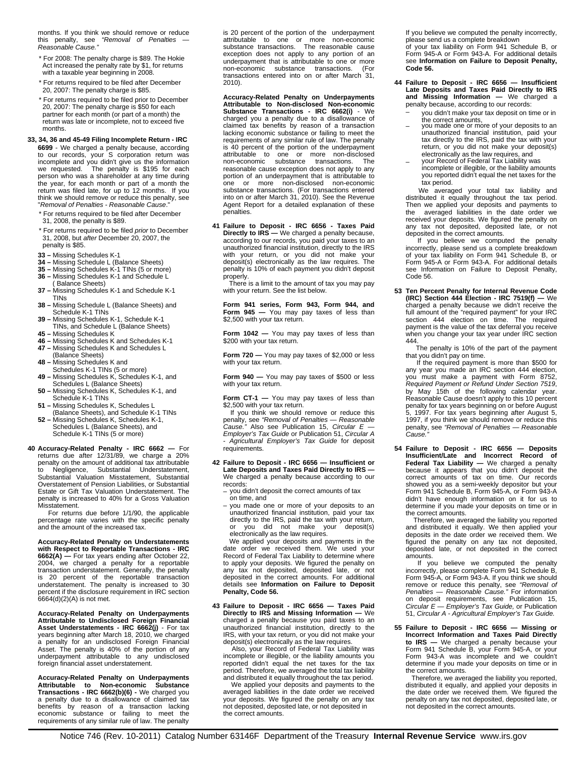months. If you think we should remove or reduce this penalty, see *"Removal of Penalties — Reasonable Cause."*

- \* For 2008: The penalty charge is $89. The Hokie Act increased the penalty rate by $1, for returns with a taxable year beginning in 2008.
- \* For returns required to be filed after December 20, 2007: The penalty charge is $85.
- \* For returns required to be filed prior to December 20, 2007: The penalty charge is $50 for each partner for each month (or part of a month) the return was late or incomplete, not to exceed five months.

**33, 34, 36 and 45-49 Filing Incomplete Return - IRC 6699** - We charged a penalty because, according to our records, your S corporation return was incomplete and you didn't give us the information we requested. The penalty is $195 for each person who was a shareholder at any time during the year, for each month or part of a month the return was filed late, for up to 12 months. If you think we should remove or reduce this penalty, see "*Removal of Penalties - Reasonable Cause*."

- \* For returns required to be filed after December 31, 2008, the penalty is $89.
- \* For returns required to be filed *prior* to December 31, 2008, but *after* December 20, 2007, the penalty is $85.

- **33 –** Missing Schedules K-1
- **34 –** Missing Schedule L (Balance Sheets)
- **35 –** Missing Schedules K-1 TINs (5 or more)
- **36 –** Missing Schedules K-1 and Schedule L ( Balance Sheets)
- **37 –** Missing Schedules K-1 and Schedule K-1 TINs
- **38 –** Missing Schedule L (Balance Sheets) and Schedule K-1 TINs
- **39 –** Missing Schedules K-1, Schedule K-1 TINs, and Schedule L (Balance Sheets)
- **45 –** Missing Schedules K
- **46 –** Missing Schedules K and Schedules K-1
- **47 –** Missing Schedules K and Schedules L (Balance Sheets)
- **48 –** Missing Schedules K and Schedules K-1 TINs (5 or more)
- **49 –** Missing Schedules K, Schedules K-1, and Schedules L (Balance Sheets)
- **50 –** Missing Schedules K, Schedules K-1, and Schedule K-1 TINs
- **51 –** Missing Schedules K, Schedules L (Balance Sheets), and Schedule K-1 TINs
- **52 –** Missing Schedules K, Schedules K-1, Schedules L (Balance Sheets), and Schedule K-1 TINs (5 or more)

**40 Accuracy-Related Penalty - IRC 6662 —** For returns due after 12/31/89, we charge a 20% penalty on the amount of additional tax attributable to Negligence, Substantial Understatement, Substantial Valuation Misstatement, Substantial Overstatement of Pension Liabilities, or Substantial Estate or Gift Tax Valuation Understatement. The penalty is increased to 40% for a Gross Valuation Misstatement.

For returns due before 1/1/90, the applicable percentage rate varies with the specific penalty and the amount of the increased tax.

**Accuracy-Related Penalty on Understatements with Respect to Reportable Transactions - IRC 6662(A) —** For tax years ending after October 22, 2004, we charged a penalty for a reportable transaction understatement. Generally, the penalty is 20 percent of the reportable transaction understatement. The penalty is increased to 30 percent if the disclosure requirement in IRC section 6664(d)(2)(A) is not met.

**Accuracy-Related Penalty on Underpayments Attributable to Undisclosed Foreign Financial Asset Understatements - IRC 6662(j)** - For tax years beginning after March 18, 2010, we charged a penalty for an undisclosed Foreign Financial Asset. The penalty is 40% of the portion of any underpayment attributable to any undisclosed foreign financial asset understatement.

**Accuracy-Related Penalty on Underpayments Attributable to Non-economic Substance Transactions - IRC 6662(b)(6)** - We charged you a penalty due to a disallowance of claimed tax benefits by reason of a transaction lacking economic substance or failing to meet the requirements of any similar rule of law. The penalty is 20 percent of the portion of the underpayment attributable to one or more non-economic substance transactions. The reasonable cause exception does not apply to any portion of an underpayment that is attributable to one or more non-economic substance transactions. (For transactions entered into on or after March 31, 2010).

**Accuracy-Related Penalty on Underpayments Attributable to Non-disclosed Non-economic Substance Transactions - IRC 6662(i)** - We charged you a penalty due to a disallowance of claimed tax benefits by reason of a transaction lacking economic substance or failing to meet the requirements of any similar rule of law. The penalty is 40 percent of the portion of the underpayment attributable to one or more non-disclosed non-economic substance transactions. The reasonable cause exception does not apply to any portion of an underpayment that is attributable to one or more non-disclosed non-economic substance transactions. (For transactions entered into on or after March 31, 2010). See the Revenue Agent Report for a detailed explanation of these penalties.

**41 Failure to Deposit - IRC 6656 - Taxes Paid Directly to IRS —** We charged a penalty because, according to our records, you paid your taxes to an unauthorized financial institution, directly to the IRS with your return, or you did not make your deposit(s) electronically as the law requires. The penalty is 10% of each payment you didn't deposit properly.

There is a limit to the amount of tax you may pay with your return. See the list below.

**Form 941 series, Form 943, Form 944, and Form 945 —** You may pay taxes of less than $2,500 with your tax return.

**Form 1042 —** You may pay taxes of less than $200 with your tax return.

**Form 720 —** You may pay taxes of $2,000 or less with your tax return.

**Form 940 —** You may pay taxes of $500 or less with your tax return.

**Form CT-1 —** You may pay taxes of less than $2,500 with your tax return.

If you think we should remove or reduce this penalty, see *"Removal of Penalties — Reasonable Cause."* Also see Publication 15, *Circular E — Employer's Tax Guide* or Publication 51, *Circular A - Agricultural Employer's Tax Guide* for deposit requirements.

**42 Failure to Deposit - IRC 6656 — Insufficient or Late Deposits and Taxes Paid Directly to IRS —** We charged a penalty because according to our records:

- you didn't deposit the correct amounts of tax on time, and
- you made one or more of your deposits to an unauthorized financial institution, paid your tax directly to the IRS, paid the tax with your return, or you did not make your deposit(s) electronically as the law requires.

We applied your deposits and payments in the date order we received them. We used your Record of Federal Tax Liability to determine where to apply your deposits. We figured the penalty on any tax not deposited, deposited late, or not deposited in the correct amounts. For additional details see **Information on Failure to Deposit Penalty, Code 56.**

**43 Failure to Deposit - IRC 6656 — Taxes Paid Directly to IRS and Missing Information —** We charged a penalty because you paid taxes to an unauthorized financial institution, directly to the IRS, with your tax return, or you did not make your deposit(s) electronically as the law requires.

Also, your Record of Federal Tax Liability was incomplete or illegible, or the liability amounts you reported didn't equal the net taxes for the tax period. Therefore, we averaged the total tax liability and distributed it equally throughout the tax period.

We applied your deposits and payments to the averaged liabilities in the date order we received your deposits. We figured the penalty on any tax not deposited, deposited late, or not deposited in the correct amounts.

If you believe we computed the penalty incorrectly, please send us a complete breakdown of your tax liability on Form 941 Schedule B, or Form 945-A or Form 943-A. For additional details see **Information on Failure to Deposit Penalty, Code 56.**

**44 Failure to Deposit - IRC 6656 — Insufficient Late Deposits and Taxes Paid Directly to IRS and Missing Information —** We charged a penalty because, according to our records:

- you didn't make your tax deposit on time or in the correct amounts,
- you made one or more of your deposits to an unauthorized financial institution, paid your tax directly to the IRS, paid the tax with your return, or you did not make your deposit(s) electronically as the law requires, and
- your Record of Federal Tax Liability was incomplete or illegible, or the liability amounts you reported didn't equal the net taxes for the tax period.

We averaged your total tax liability and distributed it equally throughout the tax period. Then we applied your deposits and payments to the averaged liabilities in the date order we received your deposits. We figured the penalty on any tax not deposited, deposited late, or not deposited in the correct amounts.

If you believe we computed the penalty incorrectly, please send us a complete breakdown of your tax liability on Form 941 Schedule B, or Form 945-A or Form 943-A. For additional details see Information on Failure to Deposit Penalty, Code 56.

**53 Ten Percent Penalty for Internal Revenue Code (IRC) Section 444 Election - IRC 7519(f) —** We charged a penalty because we didn't receive the full amount of the "required payment" for your IRC section 444 election on time. The required payment is the value of the tax deferral you receive when you change your tax year under IRC section 444.

The penalty is 10% of the part of the payment that you didn't pay on time.

If the required payment is more than $500 for any year you made an IRC section 444 election, you must make a payment with Form 8752, *Required Payment or Refund Under Section 7519*, by May 15th of the following calendar year. Reasonable Cause doesn't apply to this 10 percent penalty for tax years beginning on or before August 5, 1997. For tax years beginning after August 5, 1997, if you think we should remove or reduce this penalty, see *"Removal of Penalties — Reasonable Cause."*

**54 Failure to Deposit - IRC 6656 — Deposits Insufficient/Late and Incorrect Record of Federal Tax Liability —** We charged a penalty because it appears that you didn't deposit the correct amounts of tax on time. Our records showed you as a semi-weekly depositor but your Form 941 Schedule B, Form 945-A, or Form 943-A didn't have enough information on it for us to determine if you made your deposits on time or in the correct amounts.

Therefore, we averaged the liability you reported and distributed it equally. We then applied your deposits in the date order we received them. We figured the penalty on any tax not deposited, deposited late, or not deposited in the correct amounts.

If you believe we computed the penalty incorrectly, please complete Form 941 Schedule B, Form 945-A, or Form 943-A. If you think we should remove or reduce this penalty, see *"Removal of Penalties — Reasonable Cause."* For information on deposit requirements, see Publication 15, *Circular E — Employer's Tax Guide*, or Publication 51, *Circular A - Agricultural Employer's Tax Guide.*

**55 Failure to Deposit - IRC 6656 — Missing or Incorrect Information and Taxes Paid Directly to IRS —** We charged a penalty because your Form 941 Schedule B, your Form 945-A, or your Form 943-A was incomplete and we couldn't determine if you made your deposits on time or in the correct amounts.

Therefore, we averaged the liability you reported, distributed it equally, and applied your deposits in the date order we received them. We figured the penalty on any tax not deposited, deposited late, or not deposited in the correct amounts.

Notice 746 (Rev. 10-2011) Catalog Number 63146F Department of the Treasury **Internal Revenue Service** www.irs.gov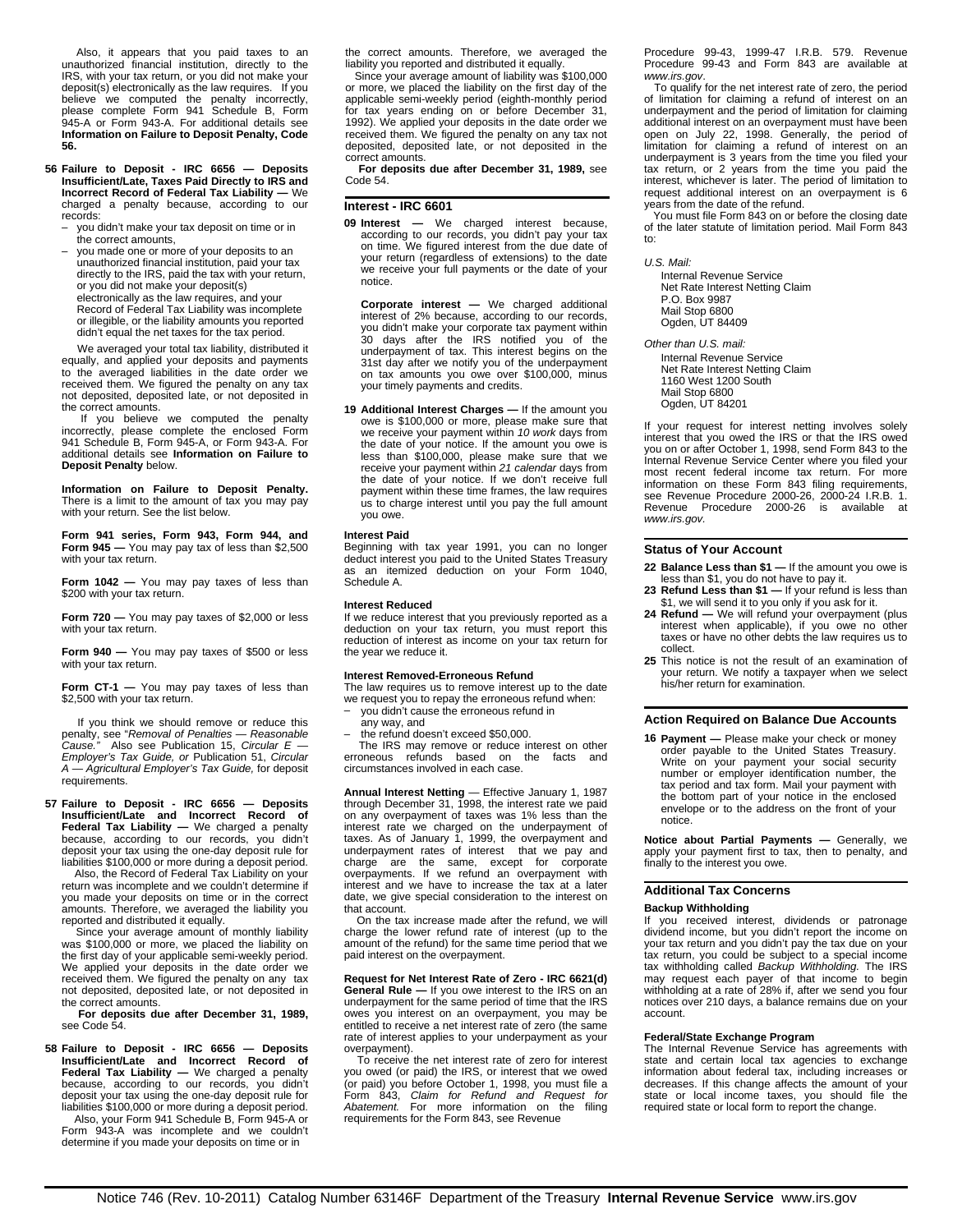Also, it appears that you paid taxes to an unauthorized financial institution, directly to the IRS, with your tax return, or you did not make your deposit(s) electronically as the law requires. If you believe we computed the penalty incorrectly, please complete Form 941 Schedule B, Form 945-A or Form 943-A. For additional details see **Information on Failure to Deposit Penalty, Code 56.**

**56 Failure to Deposit - IRC 6656 — Deposits Insufficient/Late, Taxes Paid Directly to IRS and Incorrect Record of Federal Tax Liability —** We charged a penalty because, according to our records:

- you didn't make your tax deposit on time or in the correct amounts,
- you made one or more of your deposits to an unauthorized financial institution, paid your tax directly to the IRS, paid the tax with your return, or you did not make your deposit(s) electronically as the law requires, and your Record of Federal Tax Liability was incomplete or illegible, or the liability amounts you reported didn't equal the net taxes for the tax period.

We averaged your total tax liability, distributed it equally, and applied your deposits and payments to the averaged liabilities in the date order we received them. We figured the penalty on any tax not deposited, deposited late, or not deposited in the correct amounts.

If you believe we computed the penalty incorrectly, please complete the enclosed Form 941 Schedule B, Form 945-A, or Form 943-A. For additional details see **Information on Failure to Deposit Penalty** below.

**Information on Failure to Deposit Penalty.** There is a limit to the amount of tax you may pay with your return. See the list below.

**Form 941 series, Form 943, Form 944, and Form 945 —** You may pay tax of less than $2,500 with your tax return.

**Form 1042 —** You may pay taxes of less than $200 with your tax return.

**Form 720 —** You may pay taxes of $2,000 or less with your tax return.

**Form 940 —** You may pay taxes of $500 or less with your tax return.

**Form CT-1 —** You may pay taxes of less than $2,500 with your tax return.

If you think we should remove or reduce this penalty, see "*Removal of Penalties — Reasonable Cause.*" Also see Publication 15, *Circular E — Employer's Tax Guide, or* Publication 51, *Circular A — Agricultural Employer's Tax Guide,* for deposit requirements.

**57 Failure to Deposit - IRC 6656 — Deposits Insufficient/Late and Incorrect Record of Federal Tax Liability —** We charged a penalty because, according to our records, you didn't deposit your tax using the one-day deposit rule for liabilities $100,000 or more during a deposit period.

Also, the Record of Federal Tax Liability on your return was incomplete and we couldn't determine if you made your deposits on time or in the correct amounts. Therefore, we averaged the liability you reported and distributed it equally.

Since your average amount of monthly liability was $100,000 or more, we placed the liability on the first day of your applicable semi-weekly period. We applied your deposits in the date order we received them. We figured the penalty on any tax not deposited, deposited late, or not deposited in the correct amounts.

**For deposits due after December 31, 1989,** see Code 54.

**58 Failure to Deposit - IRC 6656 — Deposits Insufficient/Late and Incorrect Record of Federal Tax Liability —** We charged a penalty because, according to our records, you didn't deposit your tax using the one-day deposit rule for liabilities $100,000 or more during a deposit period.

Also, your Form 941 Schedule B, Form 945-A or Form 943-A was incomplete and we couldn't determine if you made your deposits on time or in the correct amounts. Therefore, we averaged the liability you reported and distributed it equally.

Since your average amount of liability was $100,000 or more, we placed the liability on the first day of the applicable semi-weekly period (eighth-monthly period for tax years ending on or before December 31, 1992). We applied your deposits in the date order we received them. We figured the penalty on any tax not deposited, deposited late, or not deposited in the correct amounts.

**For deposits due after December 31, 1989,** see Code 54.

## Interest - IRC 6601

**09 Interest —** We charged interest because, according to our records, you didn't pay your tax on time. We figured interest from the due date of your return (regardless of extensions) to the date we receive your full payments or the date of your notice.

**Corporate interest —** We charged additional interest of 2% because, according to our records, you didn't make your corporate tax payment within 30 days after the IRS notified you of the underpayment of tax. This interest begins on the 31st day after we notify you of the underpayment on tax amounts you owe over $100,000, minus your timely payments and credits.

**19 Additional Interest Charges —** If the amount you owe is $100,000 or more, please make sure that we receive your payment within *10 work* days from the date of your notice. If the amount you owe is less than $100,000, please make sure that we receive your payment within *21 calendar* days from the date of your notice. If we don't receive full payment within these time frames, the law requires us to charge interest until you pay the full amount you owe.

**Interest Paid**

Beginning with tax year 1991, you can no longer deduct interest you paid to the United States Treasury as an itemized deduction on your Form 1040, Schedule A.

**Interest Reduced**

If we reduce interest that you previously reported as a deduction on your tax return, you must report this reduction of interest as income on your tax return for the year we reduce it.

**Interest Removed-Erroneous Refund**

The law requires us to remove interest up to the date we request you to repay the erroneous refund when:

- you didn't cause the erroneous refund in any way, and
- the refund doesn't exceed $50,000.

The IRS may remove or reduce interest on other erroneous refunds based on the facts and circumstances involved in each case.

**Annual Interest Netting** — Effective January 1, 1987 through December 31, 1998, the interest rate we paid on any overpayment of taxes was 1% less than the interest rate we charged on the underpayment of taxes. As of January 1, 1999, the overpayment and underpayment rates of interest that we pay and charge are the same, except for corporate overpayments. If we refund an overpayment with interest and we have to increase the tax at a later date, we give special consideration to the interest on that account.

On the tax increase made after the refund, we will charge the lower refund rate of interest (up to the amount of the refund) for the same time period that we paid interest on the overpayment.

**Request for Net Interest Rate of Zero - IRC 6621(d) General Rule —** If you owe interest to the IRS on an underpayment for the same period of time that the IRS owes you interest on an overpayment, you may be entitled to receive a net interest rate of zero (the same rate of interest applies to your underpayment as your overpayment).

To receive the net interest rate of zero for interest you owed (or paid) the IRS, or interest that we owed (or paid) you before October 1, 1998, you must file a Form 843, *Claim for Refund and Request for Abatement.* For more information on the filing requirements for the Form 843, see Revenue Procedure 99-43, 1999-47 I.R.B. 579. Revenue Procedure 99-43 and Form 843 are available at *www.irs.gov*.

To qualify for the net interest rate of zero, the period of limitation for claiming a refund of interest on an underpayment and the period of limitation for claiming additional interest on an overpayment must have been open on July 22, 1998. Generally, the period of limitation for claiming a refund of interest on an underpayment is 3 years from the time you filed your tax return, or 2 years from the time you paid the interest, whichever is later. The period of limitation to request additional interest on an overpayment is 6 years from the date of the refund.

You must file Form 843 on or before the closing date of the later statute of limitation period. Mail Form 843 to:

*U.S. Mail:*

Internal Revenue Service  
Net Rate Interest Netting Claim  
P.O. Box 9987  
Mail Stop 6800  
Ogden, UT 84409

*Other than U.S. mail:*

Internal Revenue Service  
Net Rate Interest Netting Claim  
1160 West 1200 South  
Mail Stop 6800  
Ogden, UT 84201

If your request for interest netting involves solely interest that you owed the IRS or that the IRS owed you on or after October 1, 1998, send Form 843 to the Internal Revenue Service Center where you filed your most recent federal income tax return. For more information on these Form 843 filing requirements, see Revenue Procedure 2000-26, 2000-24 I.R.B. 1. Revenue Procedure 2000-26 is available at *www.irs.gov*.

## Status of Your Account

**22 Balance Less than $1 —** If the amount you owe is less than $1, you do not have to pay it.

**23 Refund Less than $1 —** If your refund is less than $1, we will send it to you only if you ask for it.

**24 Refund —** We will refund your overpayment (plus interest when applicable), if you owe no other taxes or have no other debts the law requires us to collect.

**25** This notice is not the result of an examination of your return. We notify a taxpayer when we select his/her return for examination.

## Action Required on Balance Due Accounts

**16 Payment —** Please make your check or money order payable to the United States Treasury. Write on your payment your social security number or employer identification number, the tax period and tax form. Mail your payment with the bottom part of your notice in the enclosed envelope or to the address on the front of your notice.

**Notice about Partial Payments —** Generally, we apply your payment first to tax, then to penalty, and finally to the interest you owe.

## Additional Tax Concerns

**Backup Withholding**

If you received interest, dividends or patronage dividend income, but you didn't report the income on your tax return and you didn't pay the tax due on your tax return, you could be subject to a special income tax withholding called *Backup Withholding.* The IRS may request each payer of that income to begin withholding at a rate of 28% if, after we send you four notices over 210 days, a balance remains due on your account.

**Federal/State Exchange Program**

The Internal Revenue Service has agreements with state and certain local tax agencies to exchange information about federal tax, including increases or decreases. If this change affects the amount of your state or local income taxes, you should file the required state or local form to report the change.

Notice 746 (Rev. 10-2011) Catalog Number 63146F Department of the Treasury **Internal Revenue Service** www.irs.gov